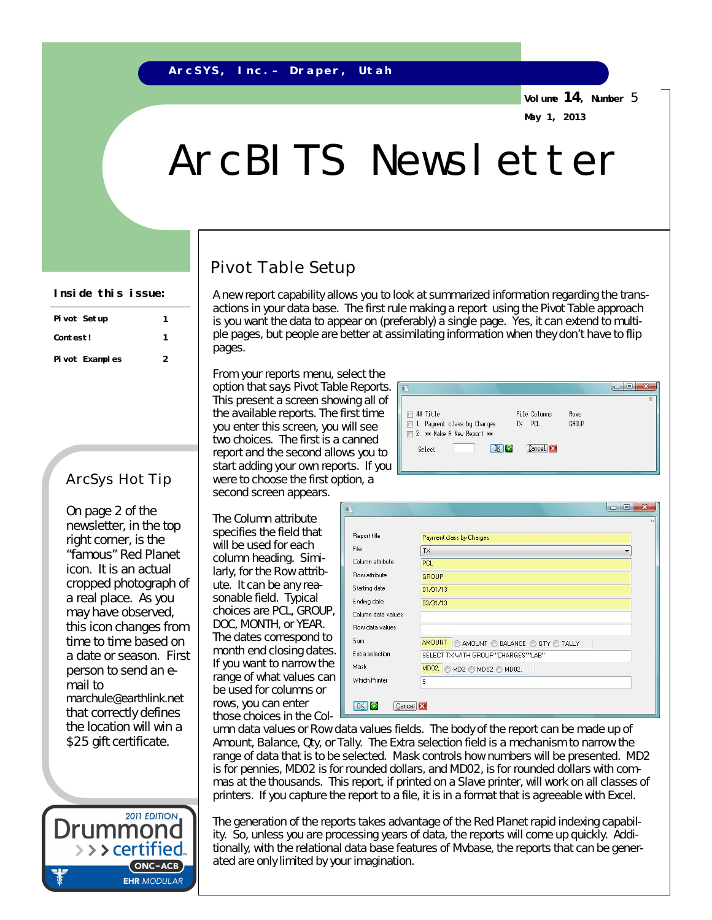ArcSYS, Inc.– Draper, Utah

Volume 14, Number 5

May 1, 2013

# ArcBITS Newsletter

**Inside this issue:**

| | |
|---|---|
| Pivot Setup | 1 |
| Contest! | 1 |
| Pivot Examples | 2 |

## Pivot Table Setup

A new report capability allows you to look at summarized information regarding the transactions in your data base. The first rule making a report using the Pivot Table approach is you want the data to appear on (preferably) a single page. Yes, it can extend to multiple pages, but people are better at assimilating information when they don't have to flip pages.

From your reports menu, select the option that says Pivot Table Reports. This present a screen showing all of the available reports. The first time you enter this screen, you will see two choices. The first is a canned report and the second allows you to start adding your own reports. If you were to choose the first option, a second screen appears.

| ## | Title | File | Columns | Rows |
|---|---|---|---|---|
| 1 | Payment class by Charges | TX | PCL | GROUP |
| 2 | ** Make A New Report ** | | | |

Select [ ] OK Cancel

| | |
|---|---|
| Report title | Payment class by Charges |
| File | TX |
| Column attribute | PCL |
| Row attribute | GROUP |
| Starting date | 01/01/13 |
| Ending date | 03/31/13 |
| Column data values | |
| Row data values | |
| Sum | AMOUNT ◯ AMOUNT ◯ BALANCE ◯ QTY ◯ TALLY |
| Extra selection | SELECT TX WITH GROUP "CHARGES""LAB" |
| Mask | MD02, ◯ MD2 ◯ MD02 ◯ MD02, |
| Which Printer | S |

OK Cancel

The Column attribute specifies the field that will be used for each column heading. Similarly, for the Row attribute. It can be any reasonable field. Typical choices are PCL, GROUP, DOC, MONTH, or YEAR. The dates correspond to month end closing dates. If you want to narrow the range of what values can be used for columns or rows, you can enter those choices in the Column data values or Row data values fields. The body of the report can be made up of Amount, Balance, Qty, or Tally. The Extra selection field is a mechanism to narrow the range of data that is to be selected. Mask controls how numbers will be presented. MD2 is for pennies, MD02 is for rounded dollars, and MD02, is for rounded dollars with commas at the thousands. This report, if printed on a Slave printer, will work on all classes of printers. If you capture the report to a file, it is in a format that is agreeable with Excel.

The generation of the reports takes advantage of the Red Planet rapid indexing capability. So, unless you are processing years of data, the reports will come up quickly. Additionally, with the relational data base features of Mvbase, the reports that can be generated are only limited by your imagination.

## ArcSys Hot Tip

On page 2 of the newsletter, in the top right corner, is the "famous" Red Planet icon. It is an actual cropped photograph of a real place. As you may have observed, this icon changes from time to time based on a date or season. First person to send an e-mail to marchule@earthlink.net that correctly defines the location will win a $25 gift certificate.

2011 EDITION Drummond certified ONC-ACB EHR MODULAR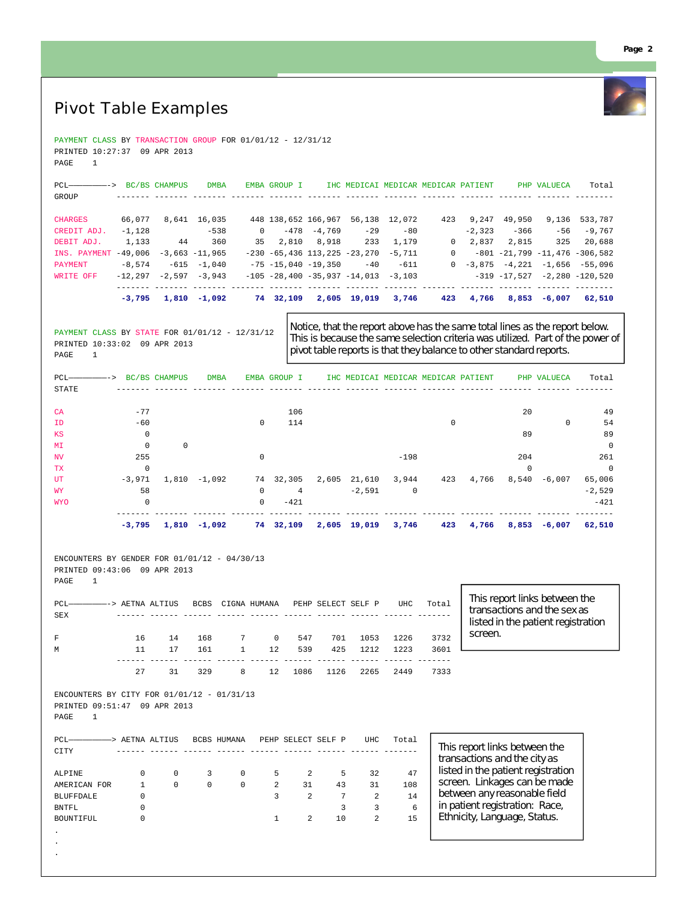# Pivot Table Examples

PAYMENT CLASS BY TRANSACTION GROUP FOR 01/01/12 - 12/31/12
PRINTED 10:27:37 09 APR 2013
PAGE 1

| PCL——————> GROUP | BC/BS | CHAMPUS | DMBA | EMBA | GROUP I | IHC | MEDICAI | MEDICAR | MEDICAR | PATIENT | PHP | VALUECA | Total |
|---|---|---|---|---|---|---|---|---|---|---|---|---|---|
| CHARGES | 66,077 | 8,641 | 16,035 | 448 | 138,652 | 166,967 | 56,138 | 12,072 | 423 | 9,247 | 49,950 | 9,136 | 533,787 |
| CREDIT ADJ. | -1,128 | | -538 | 0 | -478 | -4,769 | -29 | -80 | | -2,323 | -366 | -56 | -9,767 |
| DEBIT ADJ. | 1,133 | 44 | 360 | 35 | 2,810 | 8,918 | 233 | 1,179 | 0 | 2,837 | 2,815 | 325 | 20,688 |
| INS. PAYMENT | -49,006 | -3,663 | -11,965 | -230 | -65,436 | 113,225 | -23,270 | -5,711 | 0 | -801 | -21,799 | -11,476 | -306,582 |
| PAYMENT | -8,574 | -615 | -1,040 | -75 | -15,040 | -19,350 | -40 | -611 | 0 | -3,875 | -4,221 | -1,656 | -55,096 |
| WRITE OFF | -12,297 | -2,597 | -3,943 | -105 | -28,400 | -35,937 | -14,013 | -3,103 | | -319 | -17,527 | -2,280 | -120,520 |
| | **-3,795** | **1,810** | **-1,092** | **74** | **32,109** | **2,605** | **19,019** | **3,746** | **423** | **4,766** | **8,853** | **-6,007** | **62,510** |

Notice, that the report above has the same total lines as the report below. This is because the same selection criteria was utilized. Part of the power of pivot table reports is that they balance to other standard reports.

PAYMENT CLASS BY STATE FOR 01/01/12 - 12/31/12
PRINTED 10:33:02 09 APR 2013
PAGE 1

| PCL——————> STATE | BC/BS | CHAMPUS | DMBA | EMBA | GROUP I | IHC | MEDICAI | MEDICAR | MEDICAR | PATIENT | PHP | VALUECA | Total |
|---|---|---|---|---|---|---|---|---|---|---|---|---|---|
| CA | -77 | | | | 106 | | | | | | 20 | | 49 |
| ID | -60 | | | 0 | 114 | | | | 0 | | | 0 | 54 |
| KS | 0 | | | | | | | | | | 89 | | 89 |
| MI | 0 | 0 | | | | | | | | | | | 0 |
| NV | 255 | | | 0 | | | | -198 | | | 204 | | 261 |
| TX | 0 | | | | | | | | | | 0 | | 0 |
| UT | -3,971 | 1,810 | -1,092 | 74 | 32,305 | 2,605 | 21,610 | 3,944 | 423 | 4,766 | 8,540 | -6,007 | 65,006 |
| WY | 58 | | | 0 | 4 | | -2,591 | 0 | | | | | -2,529 |
| WYO | 0 | | | 0 | -421 | | | | | | | | -421 |
| | **-3,795** | **1,810** | **-1,092** | **74** | **32,109** | **2,605** | **19,019** | **3,746** | **423** | **4,766** | **8,853** | **-6,007** | **62,510** |

ENCOUNTERS BY GENDER FOR 01/01/12 - 04/30/13
PRINTED 09:43:06 09 APR 2013
PAGE 1

| PCL——————> SEX | AETNA | ALTIUS | BCBS | CIGNA | HUMANA | PEHP | SELECT | SELF P | UHC | Total |
|---|---|---|---|---|---|---|---|---|---|---|
| F | 16 | 14 | 168 | 7 | 0 | 547 | 701 | 1053 | 1226 | 3732 |
| M | 11 | 17 | 161 | 1 | 12 | 539 | 425 | 1212 | 1223 | 3601 |
| | 27 | 31 | 329 | 8 | 12 | 1086 | 1126 | 2265 | 2449 | 7333 |

This report links between the transactions and the sex as listed in the patient registration screen.

ENCOUNTERS BY CITY FOR 01/01/12 - 01/31/13
PRINTED 09:51:47 09 APR 2013
PAGE 1

| PCL——————> CITY | AETNA | ALTIUS | BCBS | HUMANA | PEHP | SELECT | SELF P | UHC | Total |
|---|---|---|---|---|---|---|---|---|---|
| ALPINE | 0 | 0 | 3 | 0 | 5 | 2 | 5 | 32 | 47 |
| AMERICAN FOR | 1 | 0 | 0 | 0 | 2 | 31 | 43 | 31 | 108 |
| BLUFFDALE | 0 | | | | 3 | 2 | 7 | 2 | 14 |
| BNTFL | 0 | | | | | | 3 | 3 | 6 |
| BOUNTIFUL | 0 | | | | 1 | 2 | 10 | 2 | 15 |

.
.
.

This report links between the transactions and the city as listed in the patient registration screen. Linkages can be made between any reasonable field in patient registration: Race, Ethnicity, Language, Status.